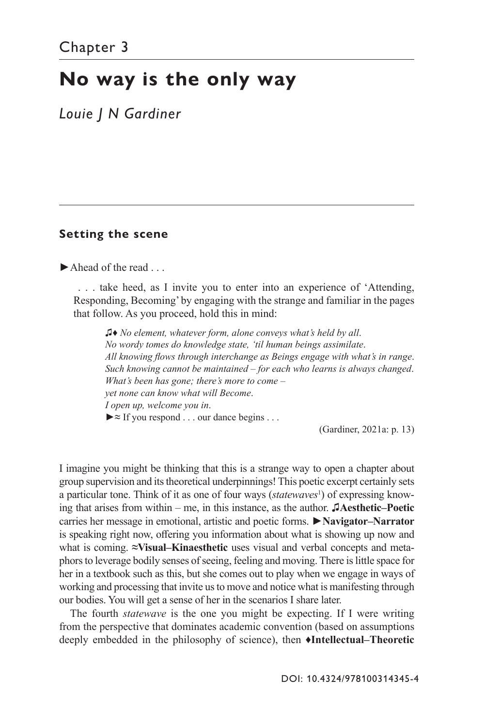Chapter 3

# No way is the only way

*Louie J N Gardiner*

## Setting the scene

►Ahead of the read . . .

> . . . take heed, as I invite you to enter into an experience of 'Attending, Responding, Becoming' by engaging with the strange and familiar in the pages that follow. As you proceed, hold this in mind:
>
> > ♫♦ *No element, whatever form, alone conveys what's held by all.*
> > *No wordy tomes do knowledge state, 'til human beings assimilate.*
> > *All knowing flows through interchange as Beings engage with what's in range.*
> > *Such knowing cannot be maintained – for each who learns is always changed.*
> > *What's been has gone; there's more to come –*
> > *yet none can know what will Become.*
> > *I open up, welcome you in.*
> > ►≈ If you respond . . . our dance begins . . .
> >
> > (Gardiner, 2021a: p. 13)

I imagine you might be thinking that this is a strange way to open a chapter about group supervision and its theoretical underpinnings! This poetic excerpt certainly sets a particular tone. Think of it as one of four ways (*statewaves*[1]) of expressing knowing that arises from within – me, in this instance, as the author. **♫Aesthetic–Poetic** carries her message in emotional, artistic and poetic forms. **►Navigator–Narrator** is speaking right now, offering you information about what is showing up now and what is coming. **≈Visual–Kinaesthetic** uses visual and verbal concepts and metaphors to leverage bodily senses of seeing, feeling and moving. There is little space for her in a textbook such as this, but she comes out to play when we engage in ways of working and processing that invite us to move and notice what is manifesting through our bodies. You will get a sense of her in the scenarios I share later.

The fourth *statewave* is the one you might be expecting. If I were writing from the perspective that dominates academic convention (based on assumptions deeply embedded in the philosophy of science), then **♦Intellectual–Theoretic**

DOI: 10.4324/978100314345-4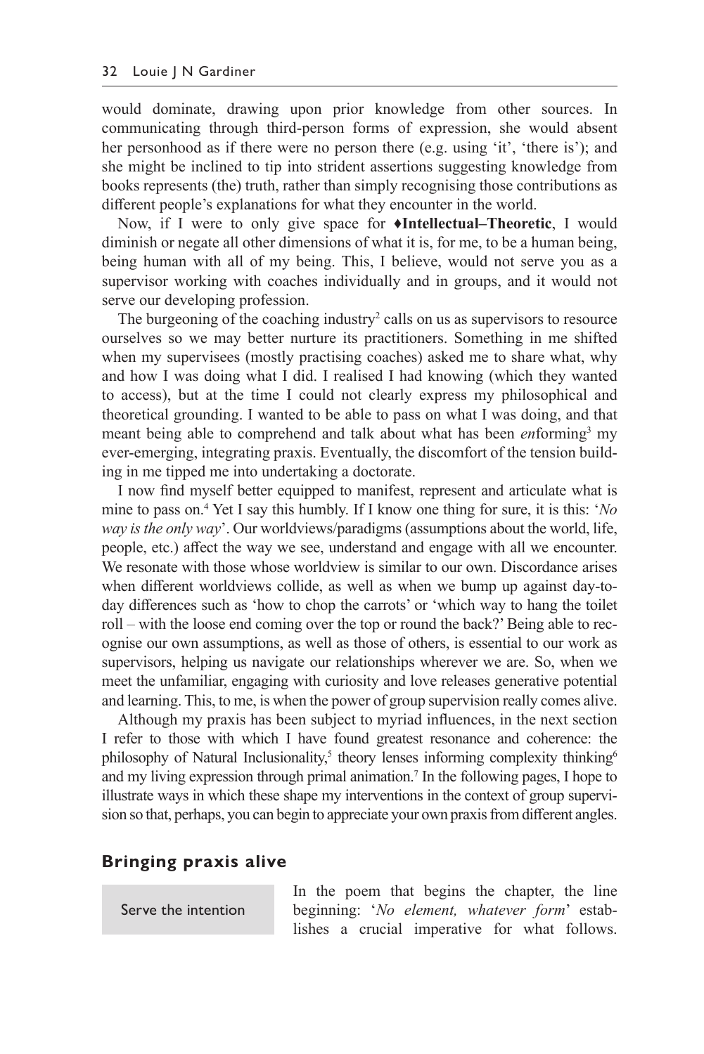would dominate, drawing upon prior knowledge from other sources. In communicating through third-person forms of expression, she would absent her personhood as if there were no person there (e.g. using 'it', 'there is'); and she might be inclined to tip into strident assertions suggesting knowledge from books represents (the) truth, rather than simply recognising those contributions as different people's explanations for what they encounter in the world.

Now, if I were to only give space for ♦**Intellectual–Theoretic**, I would diminish or negate all other dimensions of what it is, for me, to be a human being, being human with all of my being. This, I believe, would not serve you as a supervisor working with coaches individually and in groups, and it would not serve our developing profession.

The burgeoning of the coaching industry[2] calls on us as supervisors to resource ourselves so we may better nurture its practitioners. Something in me shifted when my supervisees (mostly practising coaches) asked me to share what, why and how I was doing what I did. I realised I had knowing (which they wanted to access), but at the time I could not clearly express my philosophical and theoretical grounding. I wanted to be able to pass on what I was doing, and that meant being able to comprehend and talk about what has been *en*forming[3] my ever-emerging, integrating praxis. Eventually, the discomfort of the tension building in me tipped me into undertaking a doctorate.

I now find myself better equipped to manifest, represent and articulate what is mine to pass on.[4] Yet I say this humbly. If I know one thing for sure, it is this: '*No way is the only way*'. Our worldviews/paradigms (assumptions about the world, life, people, etc.) affect the way we see, understand and engage with all we encounter. We resonate with those whose worldview is similar to our own. Discordance arises when different worldviews collide, as well as when we bump up against day-to-day differences such as 'how to chop the carrots' or 'which way to hang the toilet roll – with the loose end coming over the top or round the back?' Being able to recognise our own assumptions, as well as those of others, is essential to our work as supervisors, helping us navigate our relationships wherever we are. So, when we meet the unfamiliar, engaging with curiosity and love releases generative potential and learning. This, to me, is when the power of group supervision really comes alive.

Although my praxis has been subject to myriad influences, in the next section I refer to those with which I have found greatest resonance and coherence: the philosophy of Natural Inclusionality,[5] theory lenses informing complexity thinking[6] and my living expression through primal animation.[7] In the following pages, I hope to illustrate ways in which these shape my interventions in the context of group supervision so that, perhaps, you can begin to appreciate your own praxis from different angles.

## Bringing praxis alive

Serve the intention

In the poem that begins the chapter, the line beginning: '*No element, whatever form*' establishes a crucial imperative for what follows.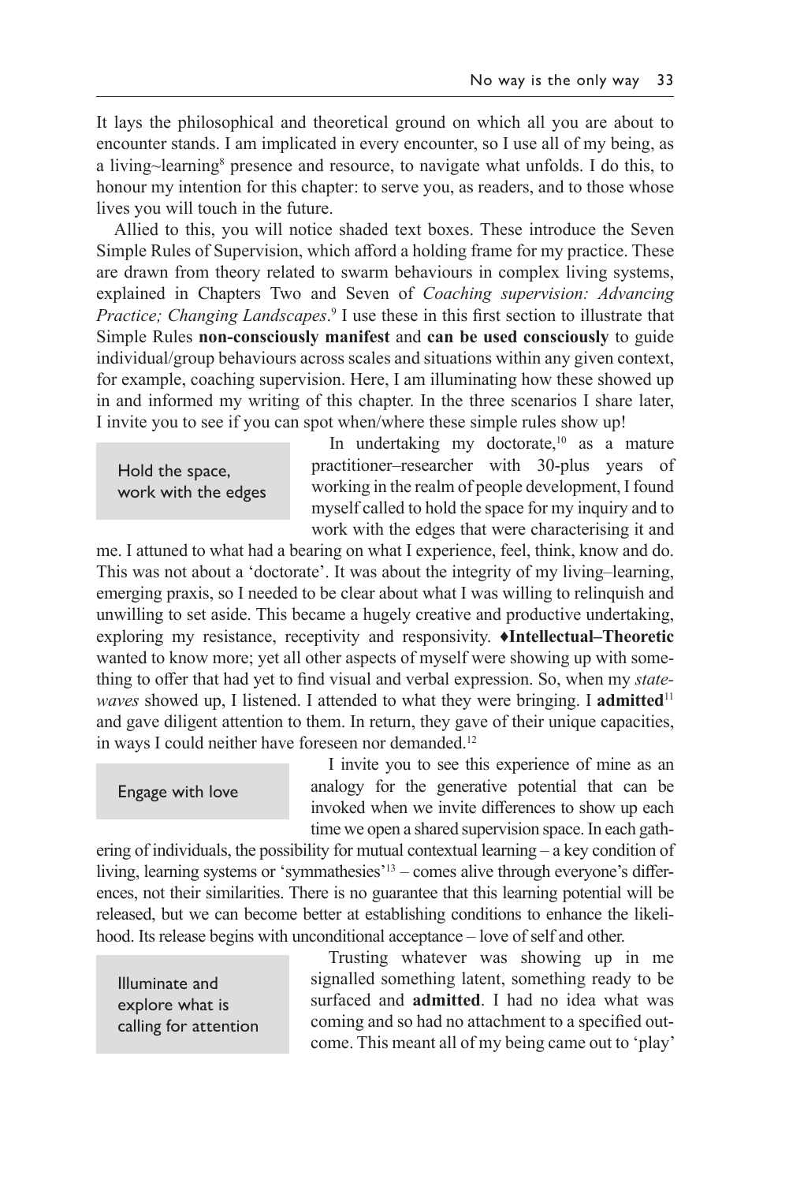It lays the philosophical and theoretical ground on which all you are about to encounter stands. I am implicated in every encounter, so I use all of my being, as a living~learning[8] presence and resource, to navigate what unfolds. I do this, to honour my intention for this chapter: to serve you, as readers, and to those whose lives you will touch in the future.

Allied to this, you will notice shaded text boxes. These introduce the Seven Simple Rules of Supervision, which afford a holding frame for my practice. These are drawn from theory related to swarm behaviours in complex living systems, explained in Chapters Two and Seven of *Coaching supervision: Advancing Practice; Changing Landscapes*.[9] I use these in this first section to illustrate that Simple Rules **non-consciously manifest** and **can be used consciously** to guide individual/group behaviours across scales and situations within any given context, for example, coaching supervision. Here, I am illuminating how these showed up in and informed my writing of this chapter. In the three scenarios I share later, I invite you to see if you can spot when/where these simple rules show up!

> Hold the space, work with the edges

In undertaking my doctorate,[10] as a mature practitioner–researcher with 30-plus years of working in the realm of people development, I found myself called to hold the space for my inquiry and to work with the edges that were characterising it and me. I attuned to what had a bearing on what I experience, feel, think, know and do. This was not about a 'doctorate'. It was about the integrity of my living–learning, emerging praxis, so I needed to be clear about what I was willing to relinquish and unwilling to set aside. This became a hugely creative and productive undertaking, exploring my resistance, receptivity and responsivity. ♦**Intellectual–Theoretic** wanted to know more; yet all other aspects of myself were showing up with something to offer that had yet to find visual and verbal expression. So, when my *state-waves* showed up, I listened. I attended to what they were bringing. I **admitted**[11] and gave diligent attention to them. In return, they gave of their unique capacities, in ways I could neither have foreseen nor demanded.[12]

> Engage with love

I invite you to see this experience of mine as an analogy for the generative potential that can be invoked when we invite differences to show up each time we open a shared supervision space. In each gathering of individuals, the possibility for mutual contextual learning – a key condition of living, learning systems or 'symmathesies'[13] – comes alive through everyone's differences, not their similarities. There is no guarantee that this learning potential will be released, but we can become better at establishing conditions to enhance the likelihood. Its release begins with unconditional acceptance – love of self and other.

> Illuminate and explore what is calling for attention

Trusting whatever was showing up in me signalled something latent, something ready to be surfaced and **admitted**. I had no idea what was coming and so had no attachment to a specified outcome. This meant all of my being came out to 'play'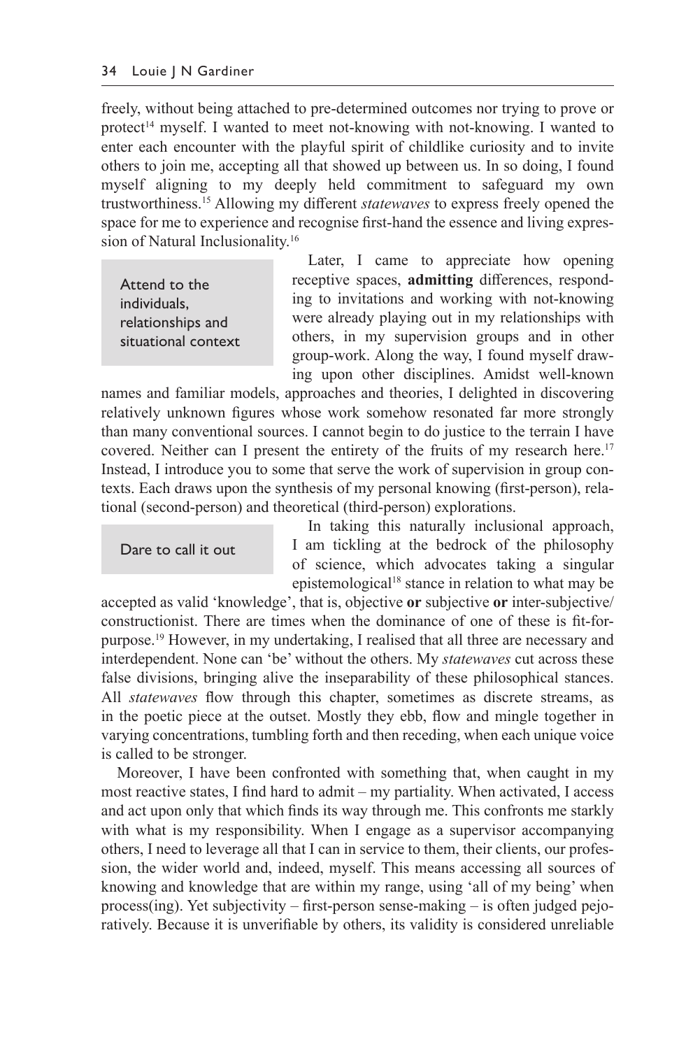freely, without being attached to pre-determined outcomes nor trying to prove or protect[14] myself. I wanted to meet not-knowing with not-knowing. I wanted to enter each encounter with the playful spirit of childlike curiosity and to invite others to join me, accepting all that showed up between us. In so doing, I found myself aligning to my deeply held commitment to safeguard my own trustworthiness.[15] Allowing my different *statewaves* to express freely opened the space for me to experience and recognise first-hand the essence and living expression of Natural Inclusionality.[16]

> Attend to the individuals, relationships and situational context

Later, I came to appreciate how opening receptive spaces, **admitting** differences, responding to invitations and working with not-knowing were already playing out in my relationships with others, in my supervision groups and in other group-work. Along the way, I found myself drawing upon other disciplines. Amidst well-known names and familiar models, approaches and theories, I delighted in discovering relatively unknown figures whose work somehow resonated far more strongly than many conventional sources. I cannot begin to do justice to the terrain I have covered. Neither can I present the entirety of the fruits of my research here.[17] Instead, I introduce you to some that serve the work of supervision in group contexts. Each draws upon the synthesis of my personal knowing (first-person), relational (second-person) and theoretical (third-person) explorations.

> Dare to call it out

In taking this naturally inclusional approach, I am tickling at the bedrock of the philosophy of science, which advocates taking a singular epistemological[18] stance in relation to what may be accepted as valid 'knowledge', that is, objective **or** subjective **or** inter-subjective/constructionist. There are times when the dominance of one of these is fit-for-purpose.[19] However, in my undertaking, I realised that all three are necessary and interdependent. None can 'be' without the others. My *statewaves* cut across these false divisions, bringing alive the inseparability of these philosophical stances. All *statewaves* flow through this chapter, sometimes as discrete streams, as in the poetic piece at the outset. Mostly they ebb, flow and mingle together in varying concentrations, tumbling forth and then receding, when each unique voice is called to be stronger.

Moreover, I have been confronted with something that, when caught in my most reactive states, I find hard to admit – my partiality. When activated, I access and act upon only that which finds its way through me. This confronts me starkly with what is my responsibility. When I engage as a supervisor accompanying others, I need to leverage all that I can in service to them, their clients, our profession, the wider world and, indeed, myself. This means accessing all sources of knowing and knowledge that are within my range, using 'all of my being' when process(ing). Yet subjectivity – first-person sense-making – is often judged pejoratively. Because it is unverifiable by others, its validity is considered unreliable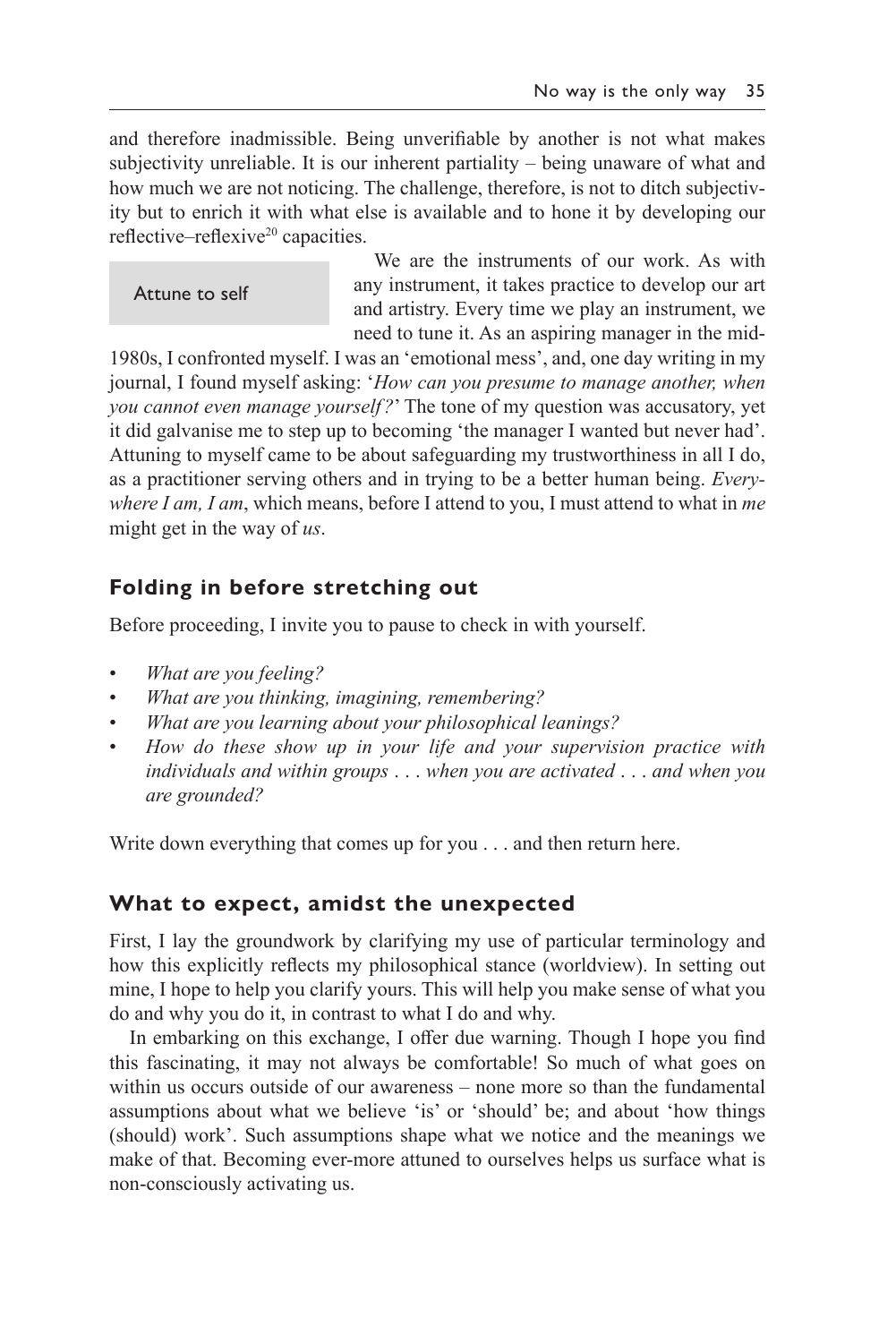and therefore inadmissible. Being unverifiable by another is not what makes subjectivity unreliable. It is our inherent partiality – being unaware of what and how much we are not noticing. The challenge, therefore, is not to ditch subjectivity but to enrich it with what else is available and to hone it by developing our reflective–reflexive[20] capacities.

Attune to self

We are the instruments of our work. As with any instrument, it takes practice to develop our art and artistry. Every time we play an instrument, we need to tune it. As an aspiring manager in the mid-1980s, I confronted myself. I was an 'emotional mess', and, one day writing in my journal, I found myself asking: '*How can you presume to manage another, when you cannot even manage yourself?*' The tone of my question was accusatory, yet it did galvanise me to step up to becoming 'the manager I wanted but never had'. Attuning to myself came to be about safeguarding my trustworthiness in all I do, as a practitioner serving others and in trying to be a better human being. *Everywhere I am, I am*, which means, before I attend to you, I must attend to what in *me* might get in the way of *us*.

## Folding in before stretching out

Before proceeding, I invite you to pause to check in with yourself.

- *What are you feeling?*
- *What are you thinking, imagining, remembering?*
- *What are you learning about your philosophical leanings?*
- *How do these show up in your life and your supervision practice with individuals and within groups . . . when you are activated . . . and when you are grounded?*

Write down everything that comes up for you . . . and then return here.

## What to expect, amidst the unexpected

First, I lay the groundwork by clarifying my use of particular terminology and how this explicitly reflects my philosophical stance (worldview). In setting out mine, I hope to help you clarify yours. This will help you make sense of what you do and why you do it, in contrast to what I do and why.

In embarking on this exchange, I offer due warning. Though I hope you find this fascinating, it may not always be comfortable! So much of what goes on within us occurs outside of our awareness – none more so than the fundamental assumptions about what we believe 'is' or 'should' be; and about 'how things (should) work'. Such assumptions shape what we notice and the meanings we make of that. Becoming ever-more attuned to ourselves helps us surface what is non-consciously activating us.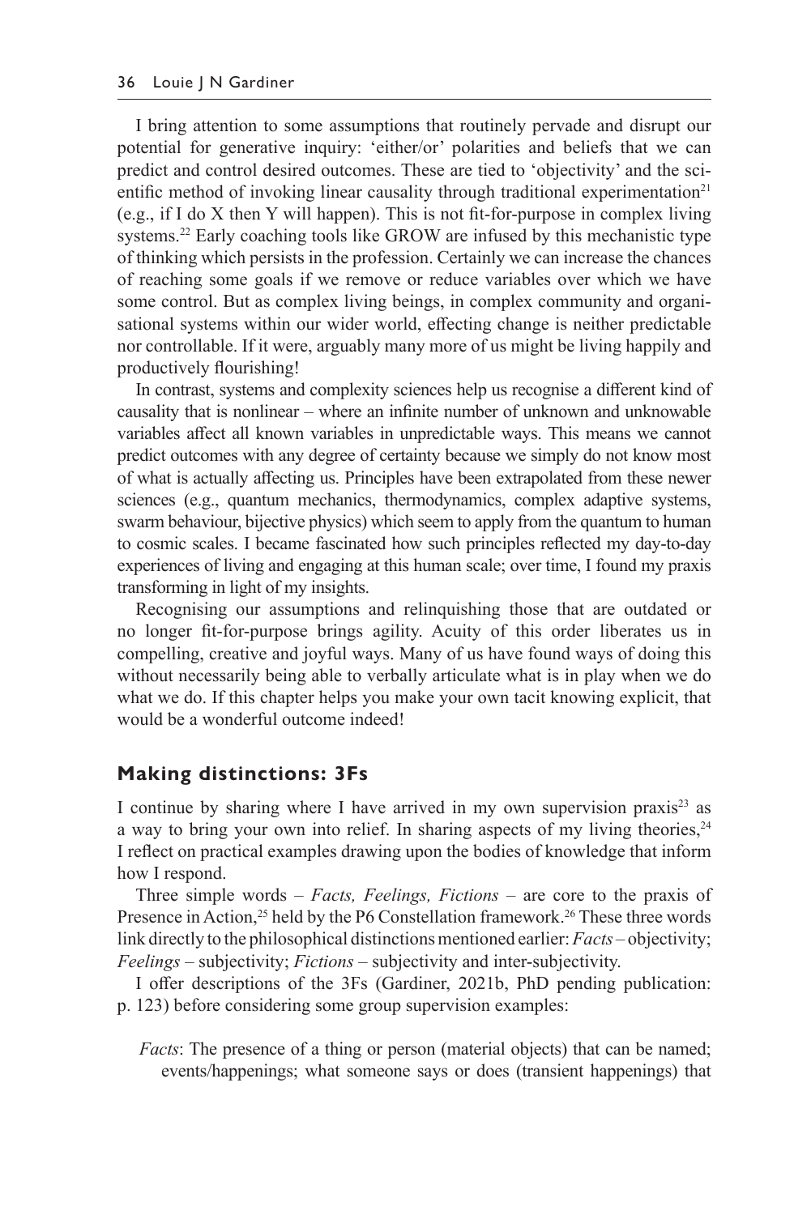I bring attention to some assumptions that routinely pervade and disrupt our potential for generative inquiry: 'either/or' polarities and beliefs that we can predict and control desired outcomes. These are tied to 'objectivity' and the scientific method of invoking linear causality through traditional experimentation[21] (e.g., if I do X then Y will happen). This is not fit-for-purpose in complex living systems.[22] Early coaching tools like GROW are infused by this mechanistic type of thinking which persists in the profession. Certainly we can increase the chances of reaching some goals if we remove or reduce variables over which we have some control. But as complex living beings, in complex community and organisational systems within our wider world, effecting change is neither predictable nor controllable. If it were, arguably many more of us might be living happily and productively flourishing!

In contrast, systems and complexity sciences help us recognise a different kind of causality that is nonlinear – where an infinite number of unknown and unknowable variables affect all known variables in unpredictable ways. This means we cannot predict outcomes with any degree of certainty because we simply do not know most of what is actually affecting us. Principles have been extrapolated from these newer sciences (e.g., quantum mechanics, thermodynamics, complex adaptive systems, swarm behaviour, bijective physics) which seem to apply from the quantum to human to cosmic scales. I became fascinated how such principles reflected my day-to-day experiences of living and engaging at this human scale; over time, I found my praxis transforming in light of my insights.

Recognising our assumptions and relinquishing those that are outdated or no longer fit-for-purpose brings agility. Acuity of this order liberates us in compelling, creative and joyful ways. Many of us have found ways of doing this without necessarily being able to verbally articulate what is in play when we do what we do. If this chapter helps you make your own tacit knowing explicit, that would be a wonderful outcome indeed!

## Making distinctions: 3Fs

I continue by sharing where I have arrived in my own supervision praxis[23] as a way to bring your own into relief. In sharing aspects of my living theories,[24] I reflect on practical examples drawing upon the bodies of knowledge that inform how I respond.

Three simple words – *Facts, Feelings, Fictions* – are core to the praxis of Presence in Action,[25] held by the P6 Constellation framework.[26] These three words link directly to the philosophical distinctions mentioned earlier: *Facts* – objectivity; *Feelings* – subjectivity; *Fictions* – subjectivity and inter-subjectivity.

I offer descriptions of the 3Fs (Gardiner, 2021b, PhD pending publication: p. 123) before considering some group supervision examples:

*Facts*: The presence of a thing or person (material objects) that can be named; events/happenings; what someone says or does (transient happenings) that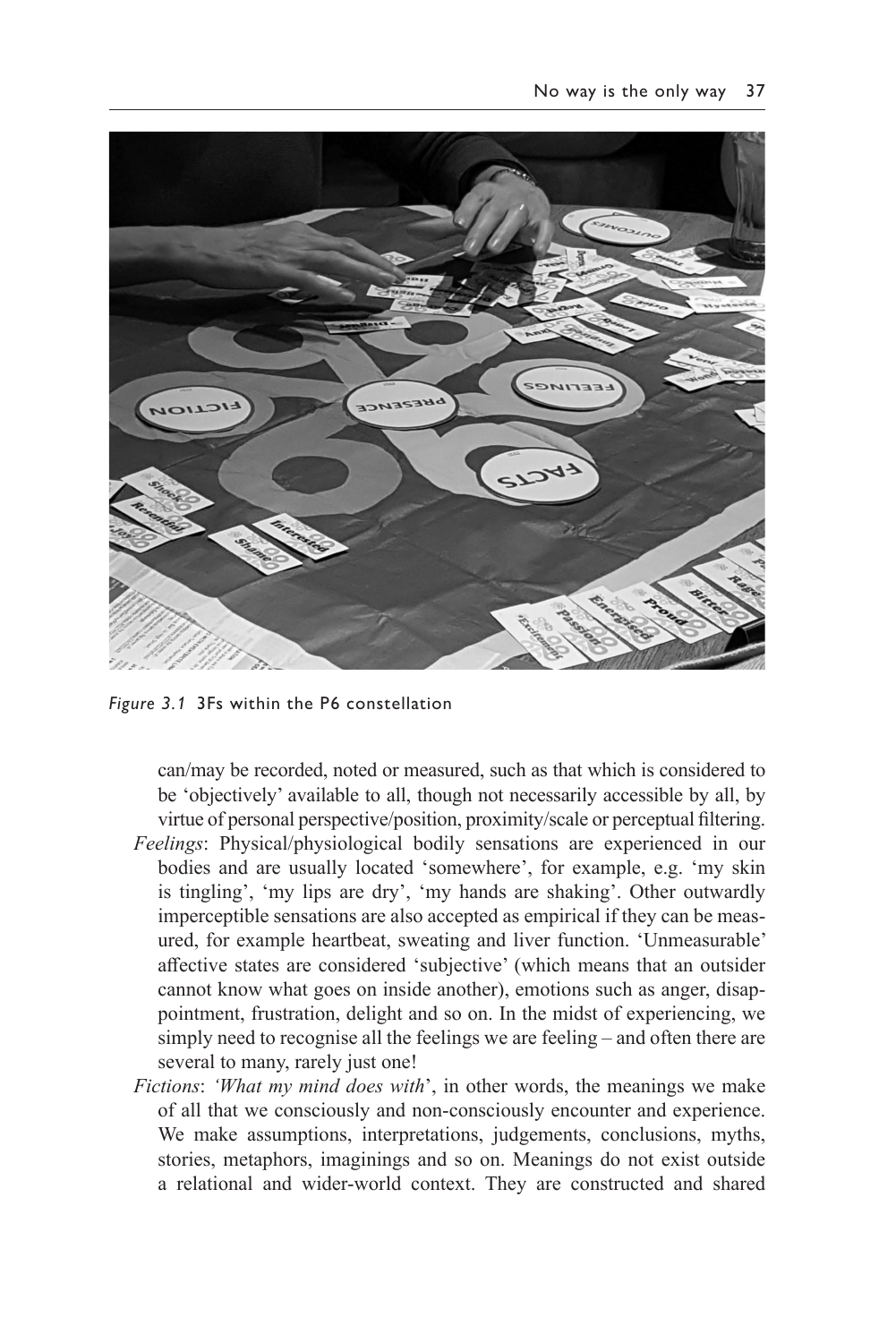*Figure 3.1* 3Fs within the P6 constellation

can/may be recorded, noted or measured, such as that which is considered to be 'objectively' available to all, though not necessarily accessible by all, by virtue of personal perspective/position, proximity/scale or perceptual filtering.

*Feelings*: Physical/physiological bodily sensations are experienced in our bodies and are usually located 'somewhere', for example, e.g. 'my skin is tingling', 'my lips are dry', 'my hands are shaking'. Other outwardly imperceptible sensations are also accepted as empirical if they can be measured, for example heartbeat, sweating and liver function. 'Unmeasurable' affective states are considered 'subjective' (which means that an outsider cannot know what goes on inside another), emotions such as anger, disappointment, frustration, delight and so on. In the midst of experiencing, we simply need to recognise all the feelings we are feeling – and often there are several to many, rarely just one!

*Fictions*: *'What my mind does with*', in other words, the meanings we make of all that we consciously and non-consciously encounter and experience. We make assumptions, interpretations, judgements, conclusions, myths, stories, metaphors, imaginings and so on. Meanings do not exist outside a relational and wider-world context. They are constructed and shared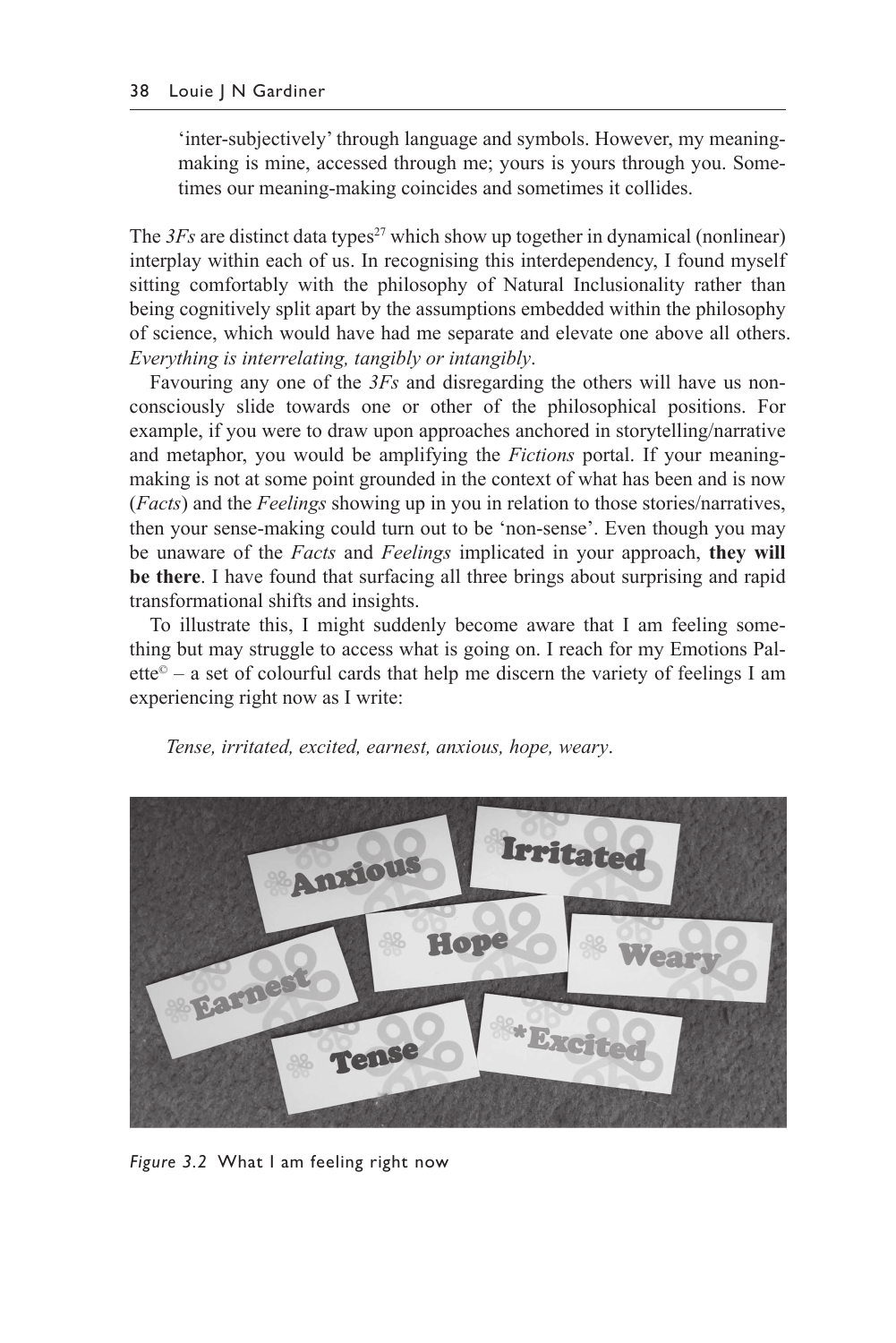'inter-subjectively' through language and symbols. However, my meaning-making is mine, accessed through me; yours is yours through you. Sometimes our meaning-making coincides and sometimes it collides.

The *3Fs* are distinct data types[27] which show up together in dynamical (nonlinear) interplay within each of us. In recognising this interdependency, I found myself sitting comfortably with the philosophy of Natural Inclusionality rather than being cognitively split apart by the assumptions embedded within the philosophy of science, which would have had me separate and elevate one above all others. *Everything is interrelating, tangibly or intangibly*.

Favouring any one of the *3Fs* and disregarding the others will have us non-consciously slide towards one or other of the philosophical positions. For example, if you were to draw upon approaches anchored in storytelling/narrative and metaphor, you would be amplifying the *Fictions* portal. If your meaning-making is not at some point grounded in the context of what has been and is now (*Facts*) and the *Feelings* showing up in you in relation to those stories/narratives, then your sense-making could turn out to be 'non-sense'. Even though you may be unaware of the *Facts* and *Feelings* implicated in your approach, **they will be there**. I have found that surfacing all three brings about surprising and rapid transformational shifts and insights.

To illustrate this, I might suddenly become aware that I am feeling something but may struggle to access what is going on. I reach for my Emotions Palette© – a set of colourful cards that help me discern the variety of feelings I am experiencing right now as I write:

*Tense, irritated, excited, earnest, anxious, hope, weary*.

*Figure 3.2* What I am feeling right now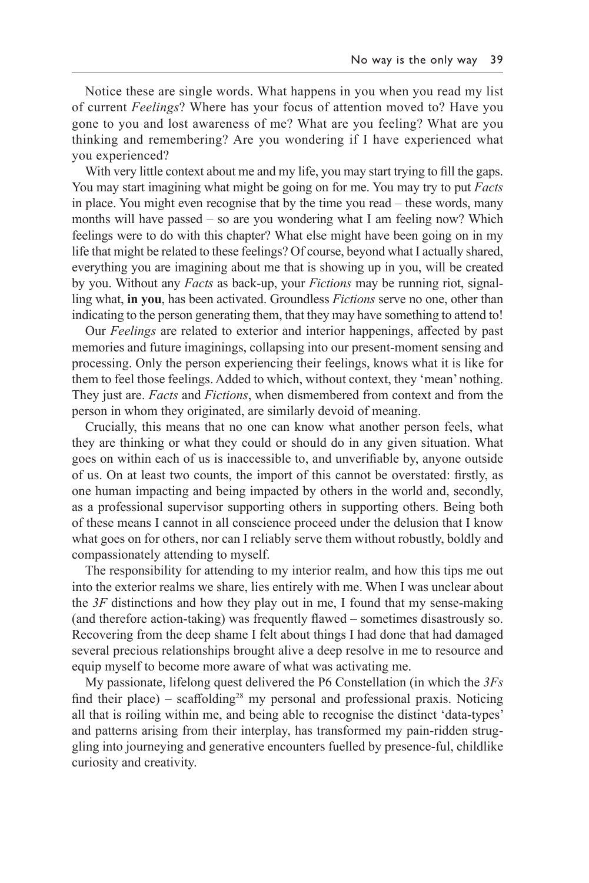Notice these are single words. What happens in you when you read my list of current *Feelings*? Where has your focus of attention moved to? Have you gone to you and lost awareness of me? What are you feeling? What are you thinking and remembering? Are you wondering if I have experienced what you experienced?

With very little context about me and my life, you may start trying to fill the gaps. You may start imagining what might be going on for me. You may try to put *Facts* in place. You might even recognise that by the time you read – these words, many months will have passed – so are you wondering what I am feeling now? Which feelings were to do with this chapter? What else might have been going on in my life that might be related to these feelings? Of course, beyond what I actually shared, everything you are imagining about me that is showing up in you, will be created by you. Without any *Facts* as back-up, your *Fictions* may be running riot, signalling what, **in you**, has been activated. Groundless *Fictions* serve no one, other than indicating to the person generating them, that they may have something to attend to!

Our *Feelings* are related to exterior and interior happenings, affected by past memories and future imaginings, collapsing into our present-moment sensing and processing. Only the person experiencing their feelings, knows what it is like for them to feel those feelings. Added to which, without context, they 'mean' nothing. They just are. *Facts* and *Fictions*, when dismembered from context and from the person in whom they originated, are similarly devoid of meaning.

Crucially, this means that no one can know what another person feels, what they are thinking or what they could or should do in any given situation. What goes on within each of us is inaccessible to, and unverifiable by, anyone outside of us. On at least two counts, the import of this cannot be overstated: firstly, as one human impacting and being impacted by others in the world and, secondly, as a professional supervisor supporting others in supporting others. Being both of these means I cannot in all conscience proceed under the delusion that I know what goes on for others, nor can I reliably serve them without robustly, boldly and compassionately attending to myself.

The responsibility for attending to my interior realm, and how this tips me out into the exterior realms we share, lies entirely with me. When I was unclear about the *3F* distinctions and how they play out in me, I found that my sense-making (and therefore action-taking) was frequently flawed – sometimes disastrously so. Recovering from the deep shame I felt about things I had done that had damaged several precious relationships brought alive a deep resolve in me to resource and equip myself to become more aware of what was activating me.

My passionate, lifelong quest delivered the P6 Constellation (in which the *3Fs* find their place) – scaffolding[28] my personal and professional praxis. Noticing all that is roiling within me, and being able to recognise the distinct 'data-types' and patterns arising from their interplay, has transformed my pain-ridden struggling into journeying and generative encounters fuelled by presence-ful, childlike curiosity and creativity.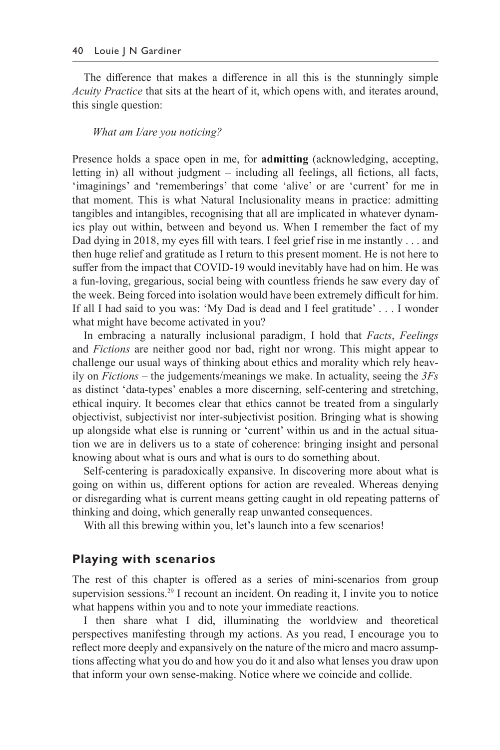The difference that makes a difference in all this is the stunningly simple *Acuity Practice* that sits at the heart of it, which opens with, and iterates around, this single question:

*What am I/are you noticing?*

Presence holds a space open in me, for **admitting** (acknowledging, accepting, letting in) all without judgment – including all feelings, all fictions, all facts, 'imaginings' and 'rememberings' that come 'alive' or are 'current' for me in that moment. This is what Natural Inclusionality means in practice: admitting tangibles and intangibles, recognising that all are implicated in whatever dynamics play out within, between and beyond us. When I remember the fact of my Dad dying in 2018, my eyes fill with tears. I feel grief rise in me instantly . . . and then huge relief and gratitude as I return to this present moment. He is not here to suffer from the impact that COVID-19 would inevitably have had on him. He was a fun-loving, gregarious, social being with countless friends he saw every day of the week. Being forced into isolation would have been extremely difficult for him. If all I had said to you was: 'My Dad is dead and I feel gratitude' . . . I wonder what might have become activated in you?

In embracing a naturally inclusional paradigm, I hold that *Facts*, *Feelings* and *Fictions* are neither good nor bad, right nor wrong. This might appear to challenge our usual ways of thinking about ethics and morality which rely heavily on *Fictions* – the judgements/meanings we make. In actuality, seeing the *3Fs* as distinct 'data-types' enables a more discerning, self-centering and stretching, ethical inquiry. It becomes clear that ethics cannot be treated from a singularly objectivist, subjectivist nor inter-subjectivist position. Bringing what is showing up alongside what else is running or 'current' within us and in the actual situation we are in delivers us to a state of coherence: bringing insight and personal knowing about what is ours and what is ours to do something about.

Self-centering is paradoxically expansive. In discovering more about what is going on within us, different options for action are revealed. Whereas denying or disregarding what is current means getting caught in old repeating patterns of thinking and doing, which generally reap unwanted consequences.

With all this brewing within you, let's launch into a few scenarios!

## Playing with scenarios

The rest of this chapter is offered as a series of mini-scenarios from group supervision sessions.[29] I recount an incident. On reading it, I invite you to notice what happens within you and to note your immediate reactions.

I then share what I did, illuminating the worldview and theoretical perspectives manifesting through my actions. As you read, I encourage you to reflect more deeply and expansively on the nature of the micro and macro assumptions affecting what you do and how you do it and also what lenses you draw upon that inform your own sense-making. Notice where we coincide and collide.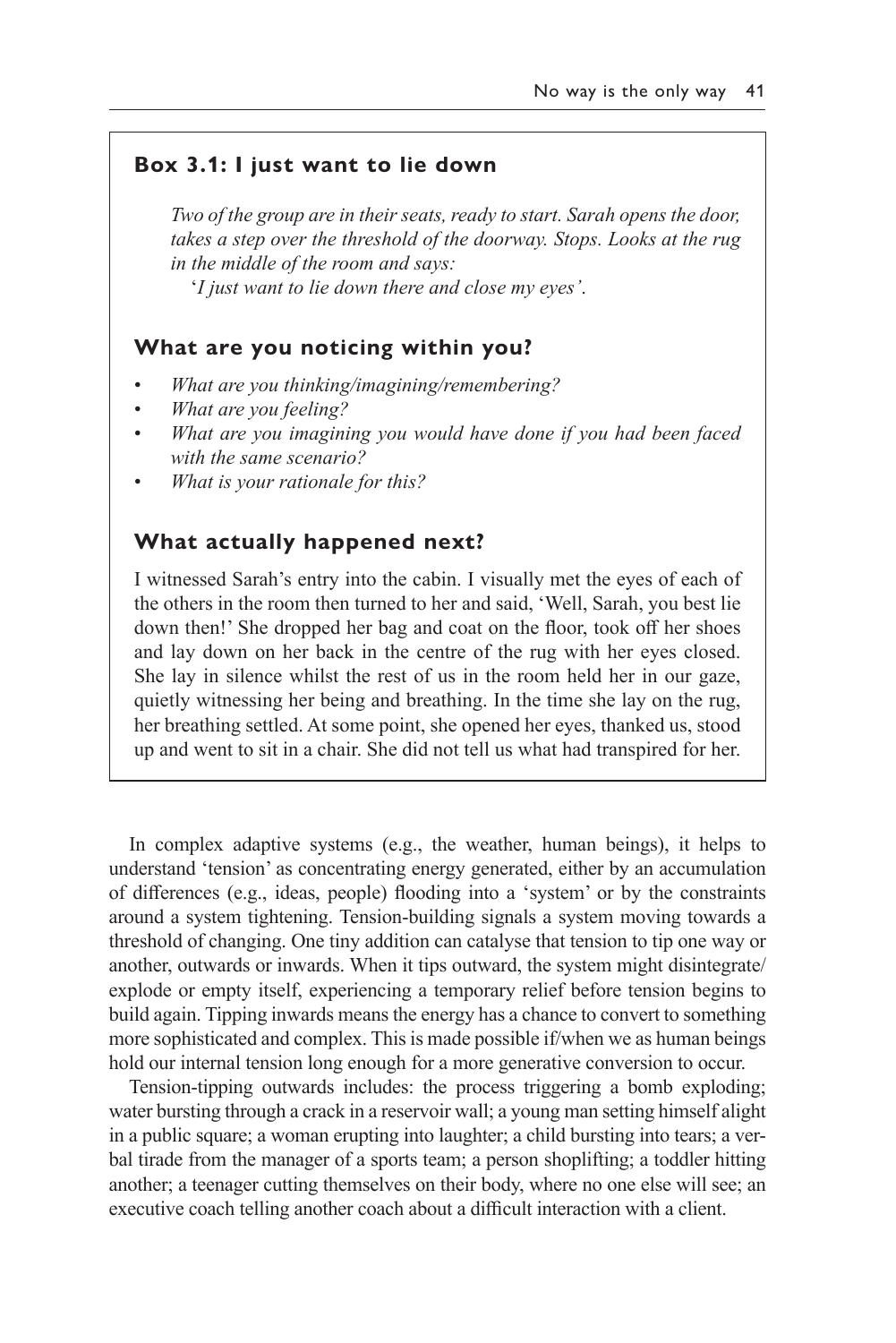### Box 3.1: I just want to lie down

*Two of the group are in their seats, ready to start. Sarah opens the door, takes a step over the threshold of the doorway. Stops. Looks at the rug in the middle of the room and says:*

'*I just want to lie down there and close my eyes*'.

### What are you noticing within you?

- *What are you thinking/imagining/remembering?*
- *What are you feeling?*
- *What are you imagining you would have done if you had been faced with the same scenario?*
- *What is your rationale for this?*

### What actually happened next?

I witnessed Sarah's entry into the cabin. I visually met the eyes of each of the others in the room then turned to her and said, 'Well, Sarah, you best lie down then!' She dropped her bag and coat on the floor, took off her shoes and lay down on her back in the centre of the rug with her eyes closed. She lay in silence whilst the rest of us in the room held her in our gaze, quietly witnessing her being and breathing. In the time she lay on the rug, her breathing settled. At some point, she opened her eyes, thanked us, stood up and went to sit in a chair. She did not tell us what had transpired for her.

In complex adaptive systems (e.g., the weather, human beings), it helps to understand 'tension' as concentrating energy generated, either by an accumulation of differences (e.g., ideas, people) flooding into a 'system' or by the constraints around a system tightening. Tension-building signals a system moving towards a threshold of changing. One tiny addition can catalyse that tension to tip one way or another, outwards or inwards. When it tips outward, the system might disintegrate/explode or empty itself, experiencing a temporary relief before tension begins to build again. Tipping inwards means the energy has a chance to convert to something more sophisticated and complex. This is made possible if/when we as human beings hold our internal tension long enough for a more generative conversion to occur.

Tension-tipping outwards includes: the process triggering a bomb exploding; water bursting through a crack in a reservoir wall; a young man setting himself alight in a public square; a woman erupting into laughter; a child bursting into tears; a verbal tirade from the manager of a sports team; a person shoplifting; a toddler hitting another; a teenager cutting themselves on their body, where no one else will see; an executive coach telling another coach about a difficult interaction with a client.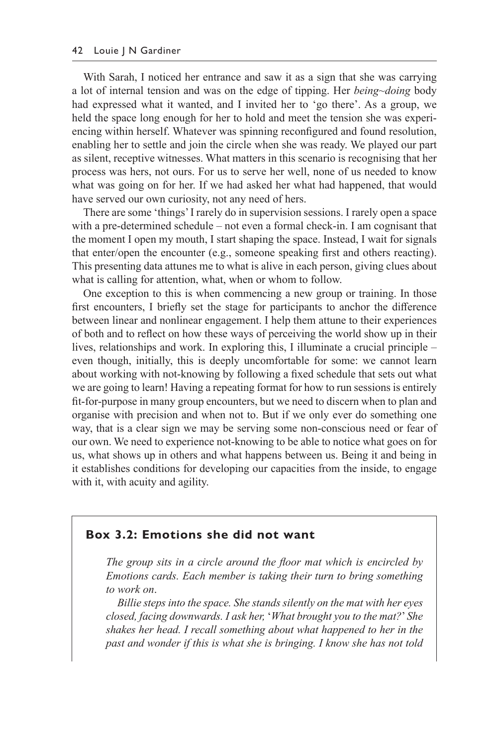With Sarah, I noticed her entrance and saw it as a sign that she was carrying a lot of internal tension and was on the edge of tipping. Her *being~doing* body had expressed what it wanted, and I invited her to 'go there'. As a group, we held the space long enough for her to hold and meet the tension she was experiencing within herself. Whatever was spinning reconfigured and found resolution, enabling her to settle and join the circle when she was ready. We played our part as silent, receptive witnesses. What matters in this scenario is recognising that her process was hers, not ours. For us to serve her well, none of us needed to know what was going on for her. If we had asked her what had happened, that would have served our own curiosity, not any need of hers.

There are some 'things' I rarely do in supervision sessions. I rarely open a space with a pre-determined schedule – not even a formal check-in. I am cognisant that the moment I open my mouth, I start shaping the space. Instead, I wait for signals that enter/open the encounter (e.g., someone speaking first and others reacting). This presenting data attunes me to what is alive in each person, giving clues about what is calling for attention, what, when or whom to follow.

One exception to this is when commencing a new group or training. In those first encounters, I briefly set the stage for participants to anchor the difference between linear and nonlinear engagement. I help them attune to their experiences of both and to reflect on how these ways of perceiving the world show up in their lives, relationships and work. In exploring this, I illuminate a crucial principle – even though, initially, this is deeply uncomfortable for some: we cannot learn about working with not-knowing by following a fixed schedule that sets out what we are going to learn! Having a repeating format for how to run sessions is entirely fit-for-purpose in many group encounters, but we need to discern when to plan and organise with precision and when not to. But if we only ever do something one way, that is a clear sign we may be serving some non-conscious need or fear of our own. We need to experience not-knowing to be able to notice what goes on for us, what shows up in others and what happens between us. Being it and being in it establishes conditions for developing our capacities from the inside, to engage with it, with acuity and agility.

### Box 3.2: Emotions she did not want

*The group sits in a circle around the floor mat which is encircled by Emotions cards. Each member is taking their turn to bring something to work on.*

*Billie steps into the space. She stands silently on the mat with her eyes closed, facing downwards. I ask her, 'What brought you to the mat?' She shakes her head. I recall something about what happened to her in the past and wonder if this is what she is bringing. I know she has not told*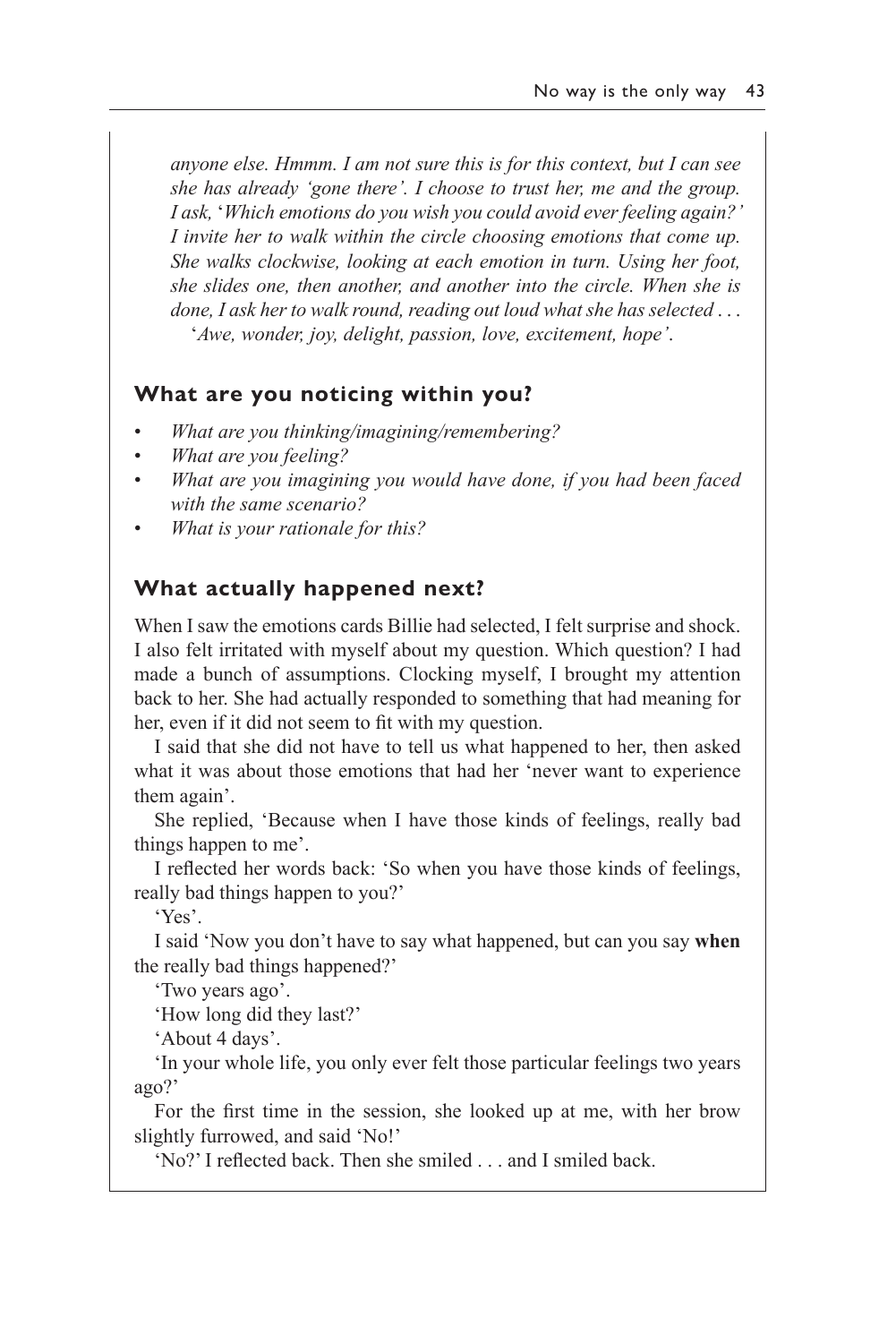*anyone else. Hmmm. I am not sure this is for this context, but I can see she has already 'gone there'. I choose to trust her, me and the group. I ask,* '*Which emotions do you wish you could avoid ever feeling again?' I invite her to walk within the circle choosing emotions that come up. She walks clockwise, looking at each emotion in turn. Using her foot, she slides one, then another, and another into the circle. When she is done, I ask her to walk round, reading out loud what she has selected . . .*

'*Awe, wonder, joy, delight, passion, love, excitement, hope'*.

## What are you noticing within you?

- *What are you thinking/imagining/remembering?*
- *What are you feeling?*
- *What are you imagining you would have done, if you had been faced with the same scenario?*
- *What is your rationale for this?*

## What actually happened next?

When I saw the emotions cards Billie had selected, I felt surprise and shock. I also felt irritated with myself about my question. Which question? I had made a bunch of assumptions. Clocking myself, I brought my attention back to her. She had actually responded to something that had meaning for her, even if it did not seem to fit with my question.

I said that she did not have to tell us what happened to her, then asked what it was about those emotions that had her 'never want to experience them again'.

She replied, 'Because when I have those kinds of feelings, really bad things happen to me'.

I reflected her words back: 'So when you have those kinds of feelings, really bad things happen to you?'

'Yes'.

I said 'Now you don't have to say what happened, but can you say **when** the really bad things happened?'

'Two years ago'.

'How long did they last?'

'About 4 days'.

'In your whole life, you only ever felt those particular feelings two years ago?'

For the first time in the session, she looked up at me, with her brow slightly furrowed, and said 'No!'

'No?' I reflected back. Then she smiled . . . and I smiled back.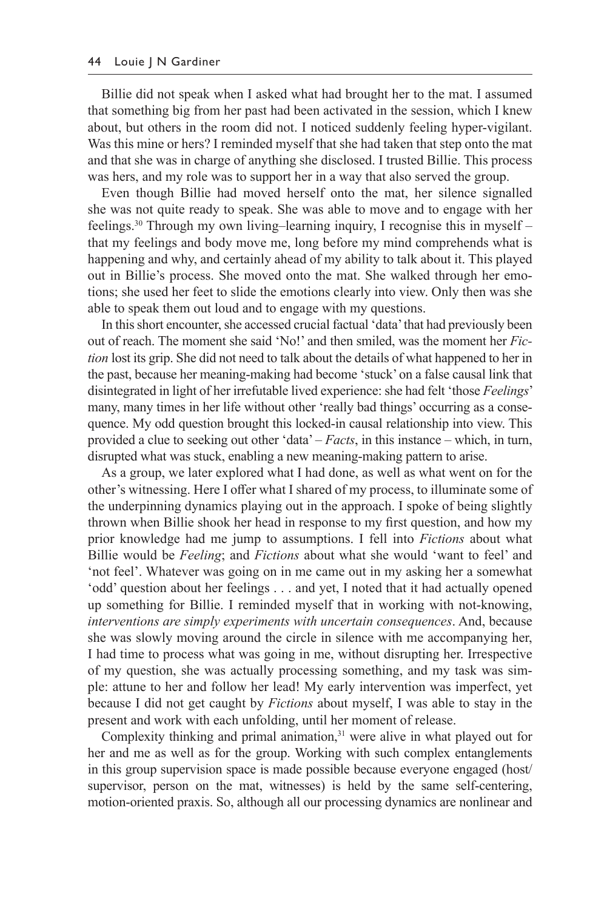Billie did not speak when I asked what had brought her to the mat. I assumed that something big from her past had been activated in the session, which I knew about, but others in the room did not. I noticed suddenly feeling hyper-vigilant. Was this mine or hers? I reminded myself that she had taken that step onto the mat and that she was in charge of anything she disclosed. I trusted Billie. This process was hers, and my role was to support her in a way that also served the group.

Even though Billie had moved herself onto the mat, her silence signalled she was not quite ready to speak. She was able to move and to engage with her feelings.[30] Through my own living–learning inquiry, I recognise this in myself – that my feelings and body move me, long before my mind comprehends what is happening and why, and certainly ahead of my ability to talk about it. This played out in Billie's process. She moved onto the mat. She walked through her emotions; she used her feet to slide the emotions clearly into view. Only then was she able to speak them out loud and to engage with my questions.

In this short encounter, she accessed crucial factual 'data' that had previously been out of reach. The moment she said 'No!' and then smiled, was the moment her *Fiction* lost its grip. She did not need to talk about the details of what happened to her in the past, because her meaning-making had become 'stuck' on a false causal link that disintegrated in light of her irrefutable lived experience: she had felt 'those *Feelings*' many, many times in her life without other 'really bad things' occurring as a consequence. My odd question brought this locked-in causal relationship into view. This provided a clue to seeking out other 'data' – *Facts*, in this instance – which, in turn, disrupted what was stuck, enabling a new meaning-making pattern to arise.

As a group, we later explored what I had done, as well as what went on for the other's witnessing. Here I offer what I shared of my process, to illuminate some of the underpinning dynamics playing out in the approach. I spoke of being slightly thrown when Billie shook her head in response to my first question, and how my prior knowledge had me jump to assumptions. I fell into *Fictions* about what Billie would be *Feeling*; and *Fictions* about what she would 'want to feel' and 'not feel'. Whatever was going on in me came out in my asking her a somewhat 'odd' question about her feelings . . . and yet, I noted that it had actually opened up something for Billie. I reminded myself that in working with not-knowing, *interventions are simply experiments with uncertain consequences*. And, because she was slowly moving around the circle in silence with me accompanying her, I had time to process what was going in me, without disrupting her. Irrespective of my question, she was actually processing something, and my task was simple: attune to her and follow her lead! My early intervention was imperfect, yet because I did not get caught by *Fictions* about myself, I was able to stay in the present and work with each unfolding, until her moment of release.

Complexity thinking and primal animation,[31] were alive in what played out for her and me as well as for the group. Working with such complex entanglements in this group supervision space is made possible because everyone engaged (host/supervisor, person on the mat, witnesses) is held by the same self-centering, motion-oriented praxis. So, although all our processing dynamics are nonlinear and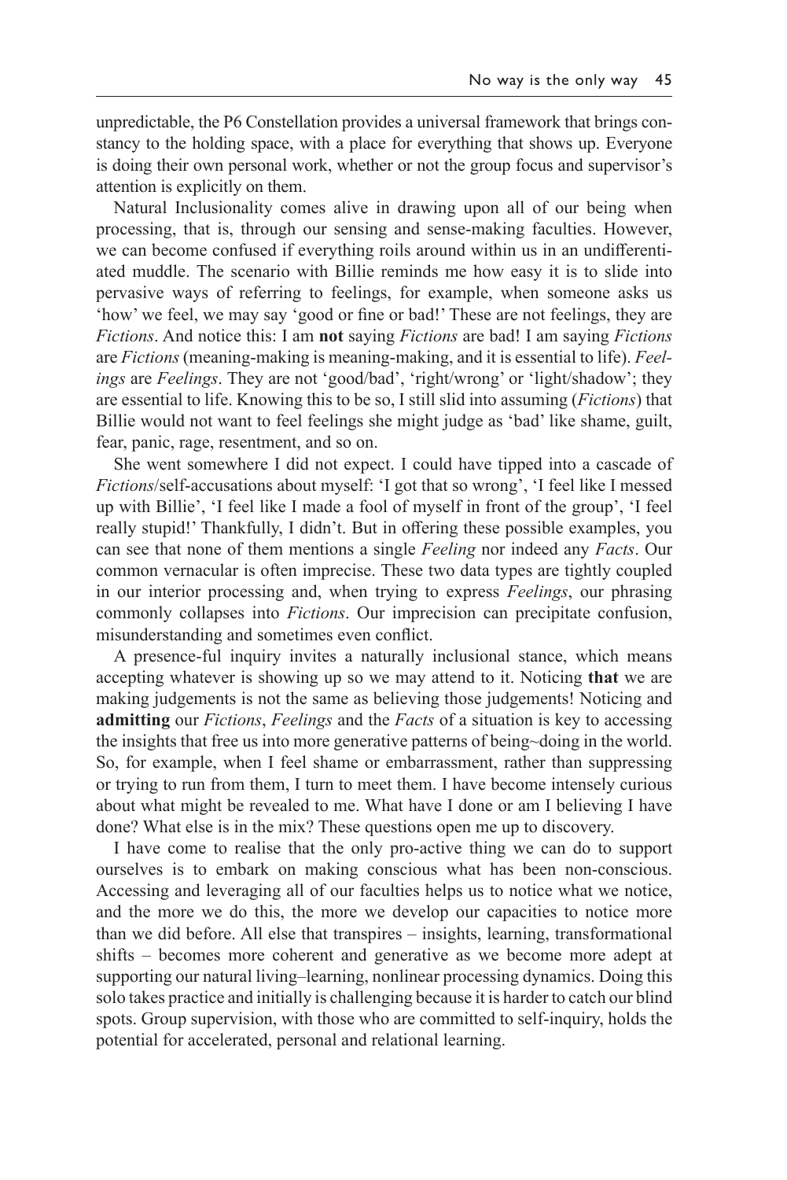unpredictable, the P6 Constellation provides a universal framework that brings constancy to the holding space, with a place for everything that shows up. Everyone is doing their own personal work, whether or not the group focus and supervisor's attention is explicitly on them.

Natural Inclusionality comes alive in drawing upon all of our being when processing, that is, through our sensing and sense-making faculties. However, we can become confused if everything roils around within us in an undifferentiated muddle. The scenario with Billie reminds me how easy it is to slide into pervasive ways of referring to feelings, for example, when someone asks us 'how' we feel, we may say 'good or fine or bad!' These are not feelings, they are *Fictions*. And notice this: I am **not** saying *Fictions* are bad! I am saying *Fictions* are *Fictions* (meaning-making is meaning-making, and it is essential to life). *Feelings* are *Feelings*. They are not 'good/bad', 'right/wrong' or 'light/shadow'; they are essential to life. Knowing this to be so, I still slid into assuming (*Fictions*) that Billie would not want to feel feelings she might judge as 'bad' like shame, guilt, fear, panic, rage, resentment, and so on.

She went somewhere I did not expect. I could have tipped into a cascade of *Fictions*/self-accusations about myself: 'I got that so wrong', 'I feel like I messed up with Billie', 'I feel like I made a fool of myself in front of the group', 'I feel really stupid!' Thankfully, I didn't. But in offering these possible examples, you can see that none of them mentions a single *Feeling* nor indeed any *Facts*. Our common vernacular is often imprecise. These two data types are tightly coupled in our interior processing and, when trying to express *Feelings*, our phrasing commonly collapses into *Fictions*. Our imprecision can precipitate confusion, misunderstanding and sometimes even conflict.

A presence-ful inquiry invites a naturally inclusional stance, which means accepting whatever is showing up so we may attend to it. Noticing **that** we are making judgements is not the same as believing those judgements! Noticing and **admitting** our *Fictions*, *Feelings* and the *Facts* of a situation is key to accessing the insights that free us into more generative patterns of being~doing in the world. So, for example, when I feel shame or embarrassment, rather than suppressing or trying to run from them, I turn to meet them. I have become intensely curious about what might be revealed to me. What have I done or am I believing I have done? What else is in the mix? These questions open me up to discovery.

I have come to realise that the only pro-active thing we can do to support ourselves is to embark on making conscious what has been non-conscious. Accessing and leveraging all of our faculties helps us to notice what we notice, and the more we do this, the more we develop our capacities to notice more than we did before. All else that transpires – insights, learning, transformational shifts – becomes more coherent and generative as we become more adept at supporting our natural living–learning, nonlinear processing dynamics. Doing this solo takes practice and initially is challenging because it is harder to catch our blind spots. Group supervision, with those who are committed to self-inquiry, holds the potential for accelerated, personal and relational learning.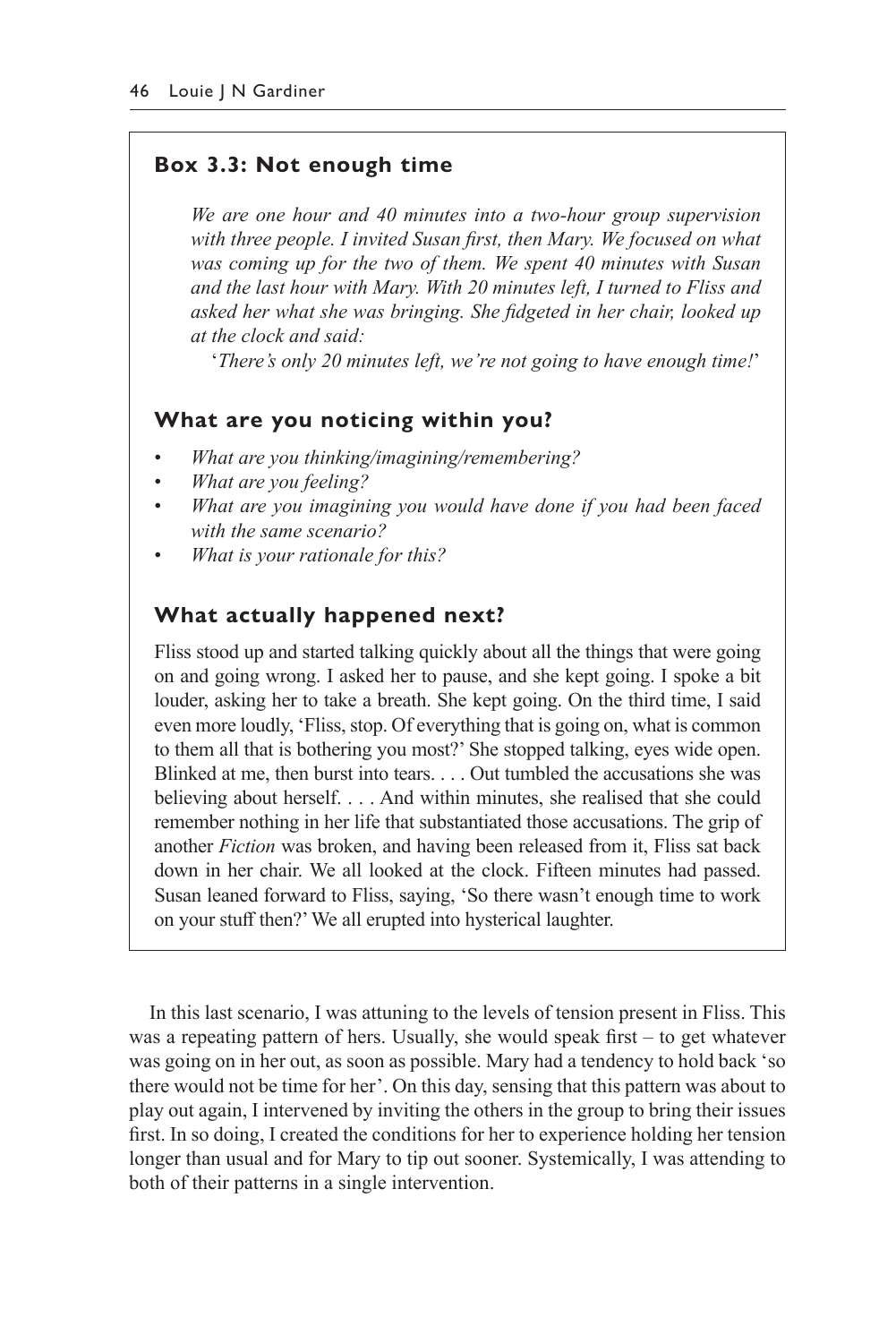## Box 3.3: Not enough time

*We are one hour and 40 minutes into a two-hour group supervision with three people. I invited Susan first, then Mary. We focused on what was coming up for the two of them. We spent 40 minutes with Susan and the last hour with Mary. With 20 minutes left, I turned to Fliss and asked her what she was bringing. She fidgeted in her chair, looked up at the clock and said:*

'*There's only 20 minutes left, we're not going to have enough time!*'

### What are you noticing within you?

- *What are you thinking/imagining/remembering?*
- *What are you feeling?*
- *What are you imagining you would have done if you had been faced with the same scenario?*
- *What is your rationale for this?*

### What actually happened next?

Fliss stood up and started talking quickly about all the things that were going on and going wrong. I asked her to pause, and she kept going. I spoke a bit louder, asking her to take a breath. She kept going. On the third time, I said even more loudly, 'Fliss, stop. Of everything that is going on, what is common to them all that is bothering you most?' She stopped talking, eyes wide open. Blinked at me, then burst into tears. . . . Out tumbled the accusations she was believing about herself. . . . And within minutes, she realised that she could remember nothing in her life that substantiated those accusations. The grip of another *Fiction* was broken, and having been released from it, Fliss sat back down in her chair. We all looked at the clock. Fifteen minutes had passed. Susan leaned forward to Fliss, saying, 'So there wasn't enough time to work on your stuff then?' We all erupted into hysterical laughter.

In this last scenario, I was attuning to the levels of tension present in Fliss. This was a repeating pattern of hers. Usually, she would speak first – to get whatever was going on in her out, as soon as possible. Mary had a tendency to hold back 'so there would not be time for her'. On this day, sensing that this pattern was about to play out again, I intervened by inviting the others in the group to bring their issues first. In so doing, I created the conditions for her to experience holding her tension longer than usual and for Mary to tip out sooner. Systemically, I was attending to both of their patterns in a single intervention.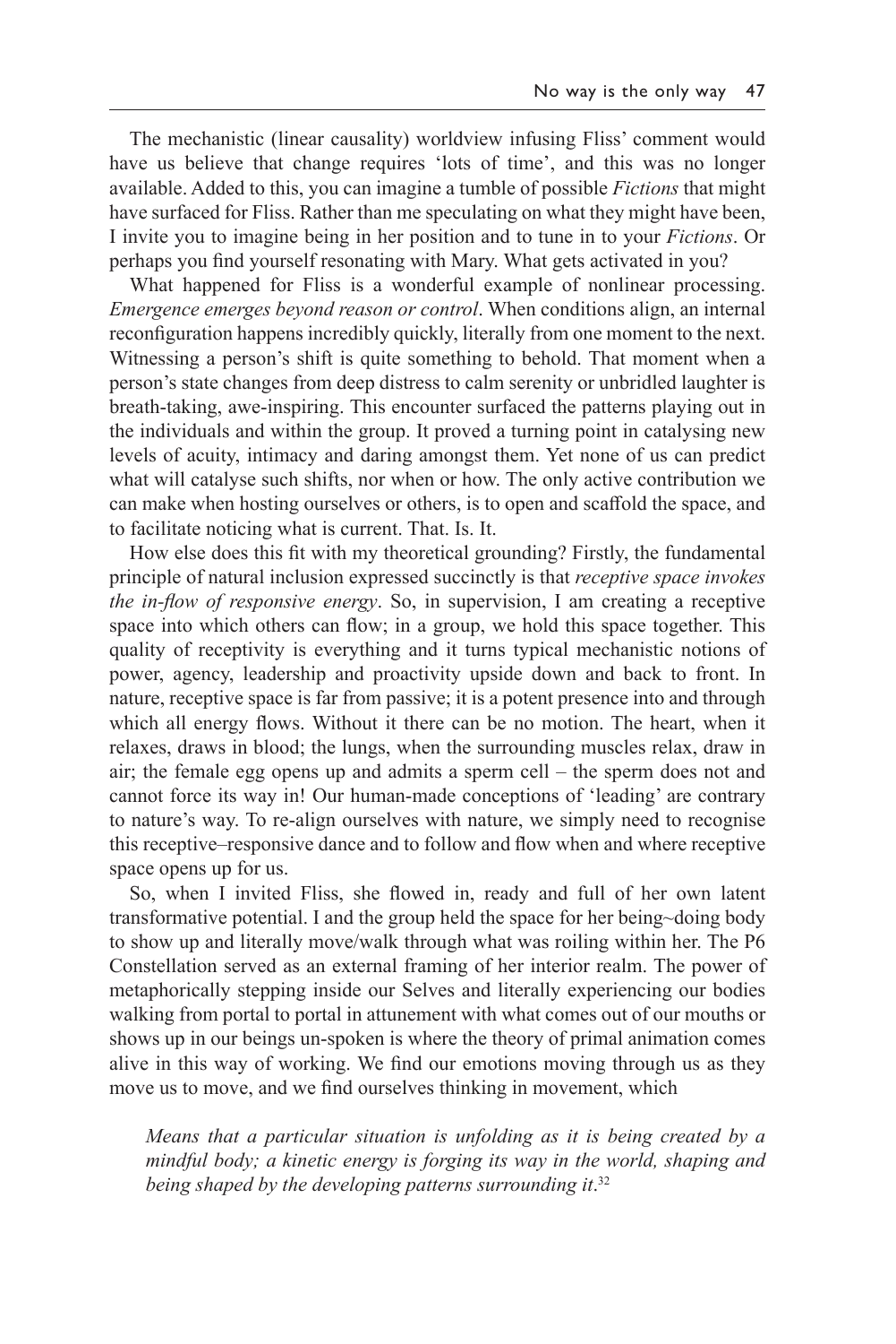The mechanistic (linear causality) worldview infusing Fliss' comment would have us believe that change requires 'lots of time', and this was no longer available. Added to this, you can imagine a tumble of possible *Fictions* that might have surfaced for Fliss. Rather than me speculating on what they might have been, I invite you to imagine being in her position and to tune in to your *Fictions*. Or perhaps you find yourself resonating with Mary. What gets activated in you?

What happened for Fliss is a wonderful example of nonlinear processing. *Emergence emerges beyond reason or control*. When conditions align, an internal reconfiguration happens incredibly quickly, literally from one moment to the next. Witnessing a person's shift is quite something to behold. That moment when a person's state changes from deep distress to calm serenity or unbridled laughter is breath-taking, awe-inspiring. This encounter surfaced the patterns playing out in the individuals and within the group. It proved a turning point in catalysing new levels of acuity, intimacy and daring amongst them. Yet none of us can predict what will catalyse such shifts, nor when or how. The only active contribution we can make when hosting ourselves or others, is to open and scaffold the space, and to facilitate noticing what is current. That. Is. It.

How else does this fit with my theoretical grounding? Firstly, the fundamental principle of natural inclusion expressed succinctly is that *receptive space invokes the in-flow of responsive energy*. So, in supervision, I am creating a receptive space into which others can flow; in a group, we hold this space together. This quality of receptivity is everything and it turns typical mechanistic notions of power, agency, leadership and proactivity upside down and back to front. In nature, receptive space is far from passive; it is a potent presence into and through which all energy flows. Without it there can be no motion. The heart, when it relaxes, draws in blood; the lungs, when the surrounding muscles relax, draw in air; the female egg opens up and admits a sperm cell – the sperm does not and cannot force its way in! Our human-made conceptions of 'leading' are contrary to nature's way. To re-align ourselves with nature, we simply need to recognise this receptive–responsive dance and to follow and flow when and where receptive space opens up for us.

So, when I invited Fliss, she flowed in, ready and full of her own latent transformative potential. I and the group held the space for her being~doing body to show up and literally move/walk through what was roiling within her. The P6 Constellation served as an external framing of her interior realm. The power of metaphorically stepping inside our Selves and literally experiencing our bodies walking from portal to portal in attunement with what comes out of our mouths or shows up in our beings un-spoken is where the theory of primal animation comes alive in this way of working. We find our emotions moving through us as they move us to move, and we find ourselves thinking in movement, which

> *Means that a particular situation is unfolding as it is being created by a mindful body; a kinetic energy is forging its way in the world, shaping and being shaped by the developing patterns surrounding it*.[32]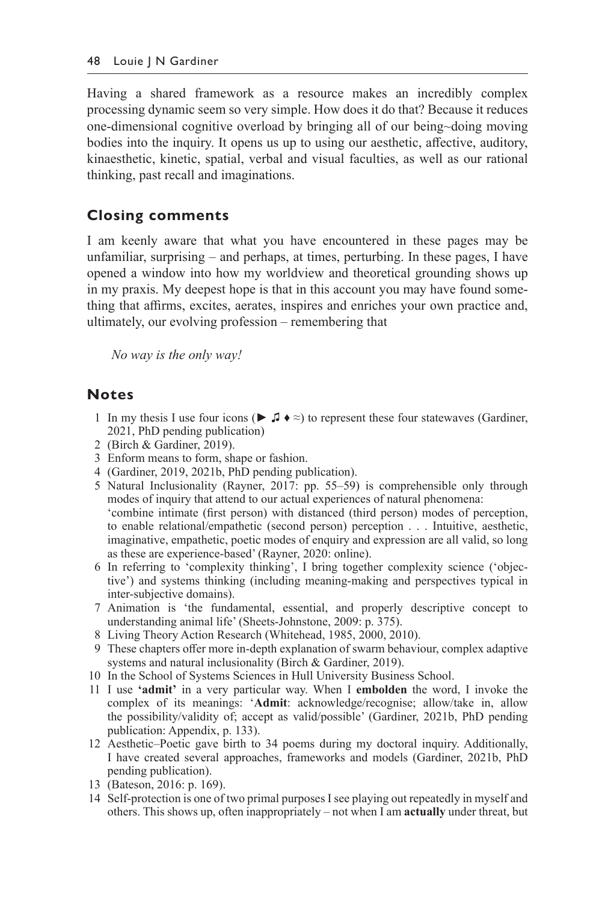Having a shared framework as a resource makes an incredibly complex processing dynamic seem so very simple. How does it do that? Because it reduces one-dimensional cognitive overload by bringing all of our being~doing moving bodies into the inquiry. It opens us up to using our aesthetic, affective, auditory, kinaesthetic, kinetic, spatial, verbal and visual faculties, as well as our rational thinking, past recall and imaginations.

## Closing comments

I am keenly aware that what you have encountered in these pages may be unfamiliar, surprising – and perhaps, at times, perturbing. In these pages, I have opened a window into how my worldview and theoretical grounding shows up in my praxis. My deepest hope is that in this account you may have found something that affirms, excites, aerates, inspires and enriches your own practice and, ultimately, our evolving profession – remembering that

*No way is the only way!*

## Notes

1. In my thesis I use four icons (► ♫ ♦ ≈) to represent these four statewaves (Gardiner, 2021, PhD pending publication)
2. (Birch & Gardiner, 2019).
3. Enform means to form, shape or fashion.
4. (Gardiner, 2019, 2021b, PhD pending publication).
5. Natural Inclusionality (Rayner, 2017: pp. 55–59) is comprehensible only through modes of inquiry that attend to our actual experiences of natural phenomena: 'combine intimate (first person) with distanced (third person) modes of perception, to enable relational/empathetic (second person) perception . . . Intuitive, aesthetic, imaginative, empathetic, poetic modes of enquiry and expression are all valid, so long as these are experience-based' (Rayner, 2020: online).
6. In referring to 'complexity thinking', I bring together complexity science ('objective') and systems thinking (including meaning-making and perspectives typical in inter-subjective domains).
7. Animation is 'the fundamental, essential, and properly descriptive concept to understanding animal life' (Sheets-Johnstone, 2009: p. 375).
8. Living Theory Action Research (Whitehead, 1985, 2000, 2010).
9. These chapters offer more in-depth explanation of swarm behaviour, complex adaptive systems and natural inclusionality (Birch & Gardiner, 2019).
10. In the School of Systems Sciences in Hull University Business School.
11. I use **'admit'** in a very particular way. When I **embolden** the word, I invoke the complex of its meanings: '**Admit**: acknowledge/recognise; allow/take in, allow the possibility/validity of; accept as valid/possible' (Gardiner, 2021b, PhD pending publication: Appendix, p. 133).
12. Aesthetic–Poetic gave birth to 34 poems during my doctoral inquiry. Additionally, I have created several approaches, frameworks and models (Gardiner, 2021b, PhD pending publication).
13. (Bateson, 2016: p. 169).
14. Self-protection is one of two primal purposes I see playing out repeatedly in myself and others. This shows up, often inappropriately – not when I am **actually** under threat, but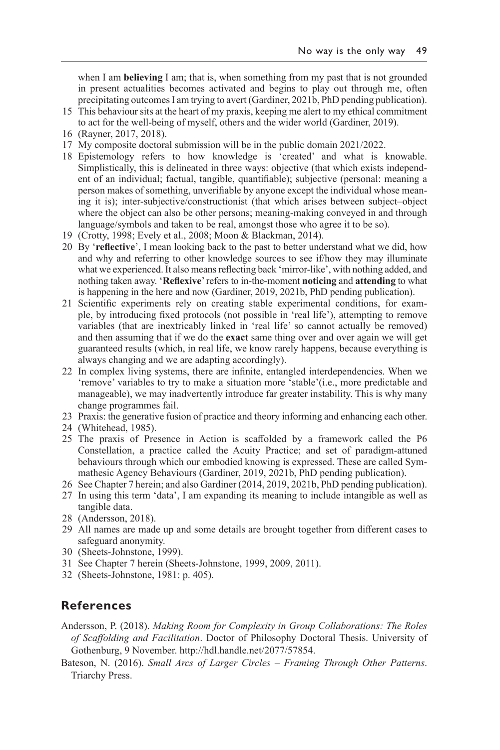when I am **believing** I am; that is, when something from my past that is not grounded in present actualities becomes activated and begins to play out through me, often precipitating outcomes I am trying to avert (Gardiner, 2021b, PhD pending publication).

15 This behaviour sits at the heart of my praxis, keeping me alert to my ethical commitment to act for the well-being of myself, others and the wider world (Gardiner, 2019).

16 (Rayner, 2017, 2018).

17 My composite doctoral submission will be in the public domain 2021/2022.

18 Epistemology refers to how knowledge is 'created' and what is knowable. Simplistically, this is delineated in three ways: objective (that which exists independent of an individual; factual, tangible, quantifiable); subjective (personal: meaning a person makes of something, unverifiable by anyone except the individual whose meaning it is); inter-subjective/constructionist (that which arises between subject–object where the object can also be other persons; meaning-making conveyed in and through language/symbols and taken to be real, amongst those who agree it to be so).

19 (Crotty, 1998; Evely et al., 2008; Moon & Blackman, 2014).

20 By '**reflective**', I mean looking back to the past to better understand what we did, how and why and referring to other knowledge sources to see if/how they may illuminate what we experienced. It also means reflecting back 'mirror-like', with nothing added, and nothing taken away. '**Reflexive**' refers to in-the-moment **noticing** and **attending** to what is happening in the here and now (Gardiner, 2019, 2021b, PhD pending publication).

21 Scientific experiments rely on creating stable experimental conditions, for example, by introducing fixed protocols (not possible in 'real life'), attempting to remove variables (that are inextricably linked in 'real life' so cannot actually be removed) and then assuming that if we do the **exact** same thing over and over again we will get guaranteed results (which, in real life, we know rarely happens, because everything is always changing and we are adapting accordingly).

22 In complex living systems, there are infinite, entangled interdependencies. When we 'remove' variables to try to make a situation more 'stable'(i.e., more predictable and manageable), we may inadvertently introduce far greater instability. This is why many change programmes fail.

23 Praxis: the generative fusion of practice and theory informing and enhancing each other.

24 (Whitehead, 1985).

25 The praxis of Presence in Action is scaffolded by a framework called the P6 Constellation, a practice called the Acuity Practice; and set of paradigm-attuned behaviours through which our embodied knowing is expressed. These are called Symmathesic Agency Behaviours (Gardiner, 2019, 2021b, PhD pending publication).

26 See Chapter 7 herein; and also Gardiner (2014, 2019, 2021b, PhD pending publication).

27 In using this term 'data', I am expanding its meaning to include intangible as well as tangible data.

28 (Andersson, 2018).

29 All names are made up and some details are brought together from different cases to safeguard anonymity.

30 (Sheets-Johnstone, 1999).

31 See Chapter 7 herein (Sheets-Johnstone, 1999, 2009, 2011).

32 (Sheets-Johnstone, 1981: p. 405).

## References

Andersson, P. (2018). *Making Room for Complexity in Group Collaborations: The Roles of Scaffolding and Facilitation*. Doctor of Philosophy Doctoral Thesis. University of Gothenburg, 9 November. http://hdl.handle.net/2077/57854.

Bateson, N. (2016). *Small Arcs of Larger Circles – Framing Through Other Patterns*. Triarchy Press.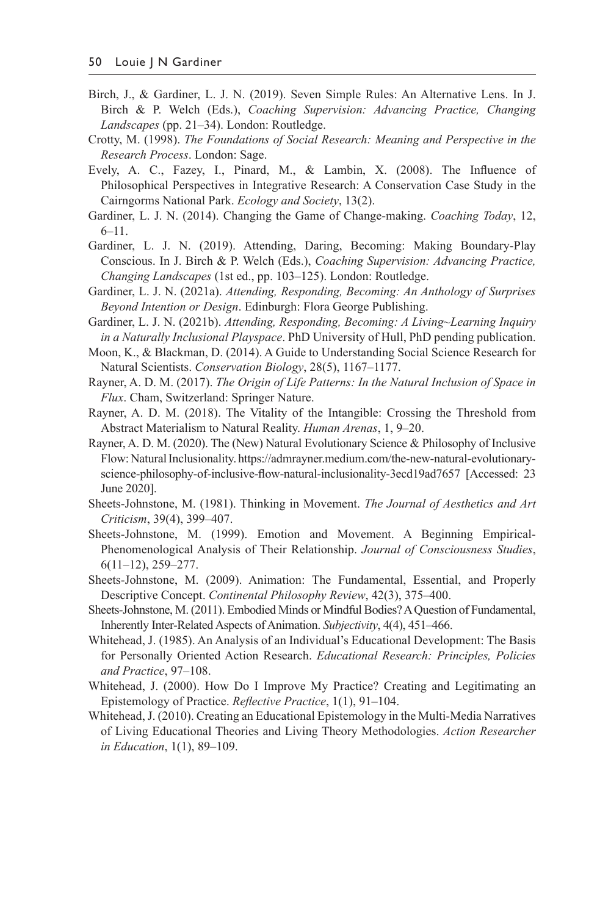Birch, J., & Gardiner, L. J. N. (2019). Seven Simple Rules: An Alternative Lens. In J. Birch & P. Welch (Eds.), *Coaching Supervision: Advancing Practice, Changing Landscapes* (pp. 21–34). London: Routledge.

Crotty, M. (1998). *The Foundations of Social Research: Meaning and Perspective in the Research Process*. London: Sage.

Evely, A. C., Fazey, I., Pinard, M., & Lambin, X. (2008). The Influence of Philosophical Perspectives in Integrative Research: A Conservation Case Study in the Cairngorms National Park. *Ecology and Society*, 13(2).

Gardiner, L. J. N. (2014). Changing the Game of Change-making. *Coaching Today*, 12, 6–11.

Gardiner, L. J. N. (2019). Attending, Daring, Becoming: Making Boundary-Play Conscious. In J. Birch & P. Welch (Eds.), *Coaching Supervision: Advancing Practice, Changing Landscapes* (1st ed., pp. 103–125). London: Routledge.

Gardiner, L. J. N. (2021a). *Attending, Responding, Becoming: An Anthology of Surprises Beyond Intention or Design*. Edinburgh: Flora George Publishing.

Gardiner, L. J. N. (2021b). *Attending, Responding, Becoming: A Living~Learning Inquiry in a Naturally Inclusional Playspace*. PhD University of Hull, PhD pending publication.

Moon, K., & Blackman, D. (2014). A Guide to Understanding Social Science Research for Natural Scientists. *Conservation Biology*, 28(5), 1167–1177.

Rayner, A. D. M. (2017). *The Origin of Life Patterns: In the Natural Inclusion of Space in Flux*. Cham, Switzerland: Springer Nature.

Rayner, A. D. M. (2018). The Vitality of the Intangible: Crossing the Threshold from Abstract Materialism to Natural Reality. *Human Arenas*, 1, 9–20.

Rayner, A. D. M. (2020). The (New) Natural Evolutionary Science & Philosophy of Inclusive Flow: Natural Inclusionality. https://admrayner.medium.com/the-new-natural-evolutionary-science-philosophy-of-inclusive-flow-natural-inclusionality-3ecd19ad7657 [Accessed: 23 June 2020].

Sheets-Johnstone, M. (1981). Thinking in Movement. *The Journal of Aesthetics and Art Criticism*, 39(4), 399–407.

Sheets-Johnstone, M. (1999). Emotion and Movement. A Beginning Empirical-Phenomenological Analysis of Their Relationship. *Journal of Consciousness Studies*, 6(11–12), 259–277.

Sheets-Johnstone, M. (2009). Animation: The Fundamental, Essential, and Properly Descriptive Concept. *Continental Philosophy Review*, 42(3), 375–400.

Sheets-Johnstone, M. (2011). Embodied Minds or Mindful Bodies? A Question of Fundamental, Inherently Inter-Related Aspects of Animation. *Subjectivity*, 4(4), 451–466.

Whitehead, J. (1985). An Analysis of an Individual's Educational Development: The Basis for Personally Oriented Action Research. *Educational Research: Principles, Policies and Practice*, 97–108.

Whitehead, J. (2000). How Do I Improve My Practice? Creating and Legitimating an Epistemology of Practice. *Reflective Practice*, 1(1), 91–104.

Whitehead, J. (2010). Creating an Educational Epistemology in the Multi-Media Narratives of Living Educational Theories and Living Theory Methodologies. *Action Researcher in Education*, 1(1), 89–109.